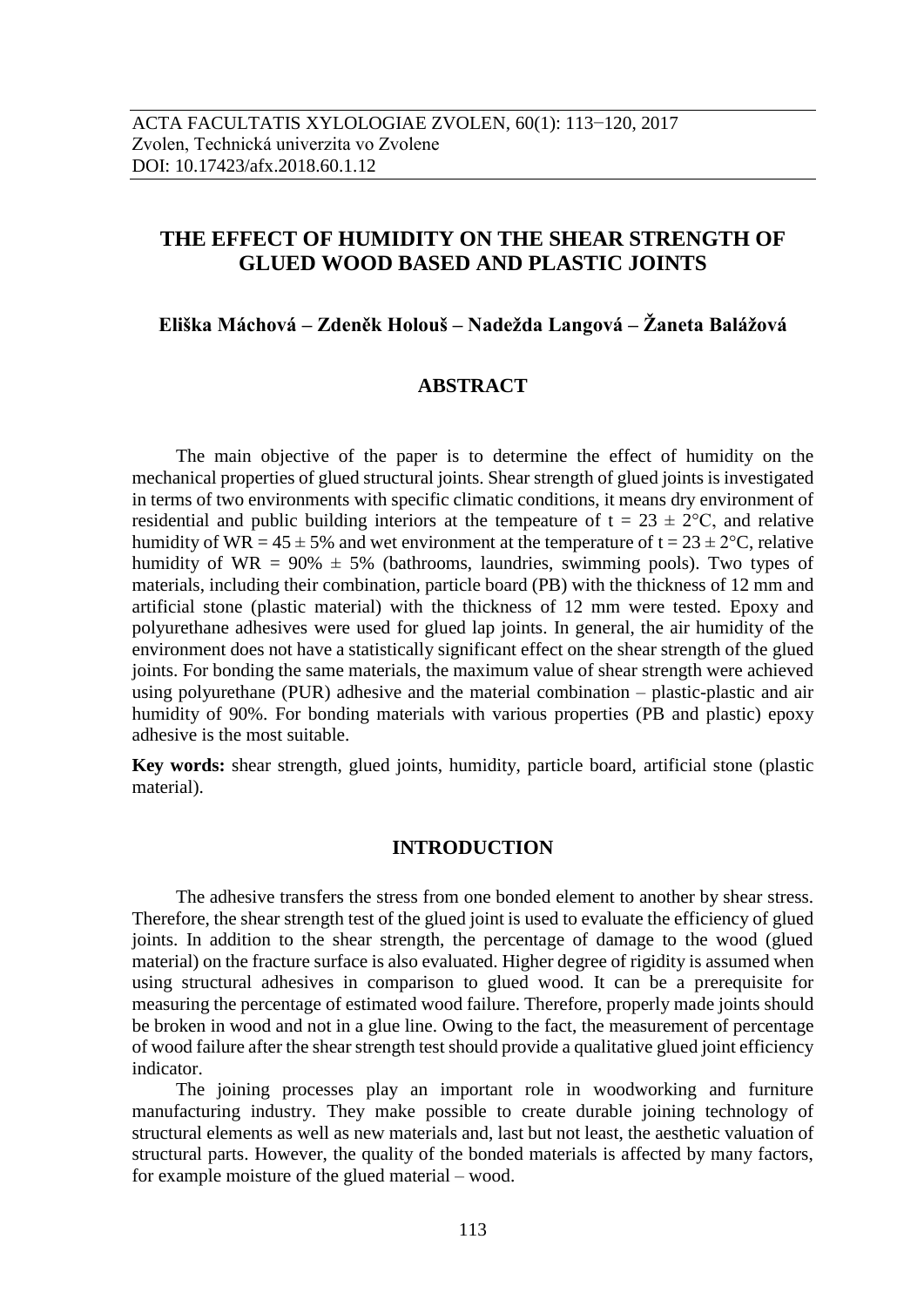ACTA FACULTATIS XYLOLOGIAE ZVOLEN, 60(1): 113−120, 2017
Zvolen, Technická univerzita vo Zvolene
DOI: 10.17423/afx.2018.60.1.12

# THE EFFECT OF HUMIDITY ON THE SHEAR STRENGTH OF GLUED WOOD BASED AND PLASTIC JOINTS

**Eliška Máchová – Zdeněk Holouš – Nadežda Langová – Žaneta Balážová**

## ABSTRACT

The main objective of the paper is to determine the effect of humidity on the mechanical properties of glued structural joints. Shear strength of glued joints is investigated in terms of two environments with specific climatic conditions, it means dry environment of residential and public building interiors at the tempeature of $t = 23 \pm 2°C$, and relative humidity of $WR = 45 \pm 5\%$ and wet environment at the temperature of $t = 23 \pm 2°C$, relative humidity of $WR = 90\% \pm 5\%$ (bathrooms, laundries, swimming pools). Two types of materials, including their combination, particle board (PB) with the thickness of 12 mm and artificial stone (plastic material) with the thickness of 12 mm were tested. Epoxy and polyurethane adhesives were used for glued lap joints. In general, the air humidity of the environment does not have a statistically significant effect on the shear strength of the glued joints. For bonding the same materials, the maximum value of shear strength were achieved using polyurethane (PUR) adhesive and the material combination – plastic-plastic and air humidity of 90%. For bonding materials with various properties (PB and plastic) epoxy adhesive is the most suitable.

**Key words:** shear strength, glued joints, humidity, particle board, artificial stone (plastic material).

## INTRODUCTION

The adhesive transfers the stress from one bonded element to another by shear stress. Therefore, the shear strength test of the glued joint is used to evaluate the efficiency of glued joints. In addition to the shear strength, the percentage of damage to the wood (glued material) on the fracture surface is also evaluated. Higher degree of rigidity is assumed when using structural adhesives in comparison to glued wood. It can be a prerequisite for measuring the percentage of estimated wood failure. Therefore, properly made joints should be broken in wood and not in a glue line. Owing to the fact, the measurement of percentage of wood failure after the shear strength test should provide a qualitative glued joint efficiency indicator.

The joining processes play an important role in woodworking and furniture manufacturing industry. They make possible to create durable joining technology of structural elements as well as new materials and, last but not least, the aesthetic valuation of structural parts. However, the quality of the bonded materials is affected by many factors, for example moisture of the glued material – wood.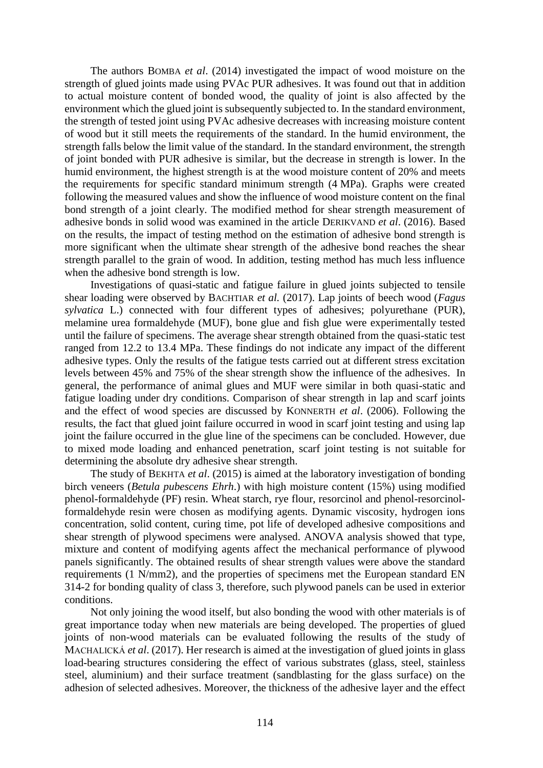The authors BOMBA *et al*. (2014) investigated the impact of wood moisture on the strength of glued joints made using PVAc PUR adhesives. It was found out that in addition to actual moisture content of bonded wood, the quality of joint is also affected by the environment which the glued joint is subsequently subjected to. In the standard environment, the strength of tested joint using PVAc adhesive decreases with increasing moisture content of wood but it still meets the requirements of the standard. In the humid environment, the strength falls below the limit value of the standard. In the standard environment, the strength of joint bonded with PUR adhesive is similar, but the decrease in strength is lower. In the humid environment, the highest strength is at the wood moisture content of 20% and meets the requirements for specific standard minimum strength (4 MPa). Graphs were created following the measured values and show the influence of wood moisture content on the final bond strength of a joint clearly. The modified method for shear strength measurement of adhesive bonds in solid wood was examined in the article DERIKVAND *et al*. (2016). Based on the results, the impact of testing method on the estimation of adhesive bond strength is more significant when the ultimate shear strength of the adhesive bond reaches the shear strength parallel to the grain of wood. In addition, testing method has much less influence when the adhesive bond strength is low.

Investigations of quasi-static and fatigue failure in glued joints subjected to tensile shear loading were observed by BACHTIAR *et al.* (2017). Lap joints of beech wood (*Fagus sylvatica* L.) connected with four different types of adhesives; polyurethane (PUR), melamine urea formaldehyde (MUF), bone glue and fish glue were experimentally tested until the failure of specimens. The average shear strength obtained from the quasi-static test ranged from 12.2 to 13.4 MPa. These findings do not indicate any impact of the different adhesive types. Only the results of the fatigue tests carried out at different stress excitation levels between 45% and 75% of the shear strength show the influence of the adhesives. In general, the performance of animal glues and MUF were similar in both quasi-static and fatigue loading under dry conditions. Comparison of shear strength in lap and scarf joints and the effect of wood species are discussed by KONNERTH *et al*. (2006). Following the results, the fact that glued joint failure occurred in wood in scarf joint testing and using lap joint the failure occurred in the glue line of the specimens can be concluded. However, due to mixed mode loading and enhanced penetration, scarf joint testing is not suitable for determining the absolute dry adhesive shear strength.

The study of BEKHTA *et al*. (2015) is aimed at the laboratory investigation of bonding birch veneers (*Betula pubescens Ehrh*.) with high moisture content (15%) using modified phenol-formaldehyde (PF) resin. Wheat starch, rye flour, resorcinol and phenol-resorcinol-formaldehyde resin were chosen as modifying agents. Dynamic viscosity, hydrogen ions concentration, solid content, curing time, pot life of developed adhesive compositions and shear strength of plywood specimens were analysed. ANOVA analysis showed that type, mixture and content of modifying agents affect the mechanical performance of plywood panels significantly. The obtained results of shear strength values were above the standard requirements (1 N/mm2), and the properties of specimens met the European standard EN 314-2 for bonding quality of class 3, therefore, such plywood panels can be used in exterior conditions.

Not only joining the wood itself, but also bonding the wood with other materials is of great importance today when new materials are being developed. The properties of glued joints of non-wood materials can be evaluated following the results of the study of MACHALICKÁ *et al*. (2017). Her research is aimed at the investigation of glued joints in glass load-bearing structures considering the effect of various substrates (glass, steel, stainless steel, aluminium) and their surface treatment (sandblasting for the glass surface) on the adhesion of selected adhesives. Moreover, the thickness of the adhesive layer and the effect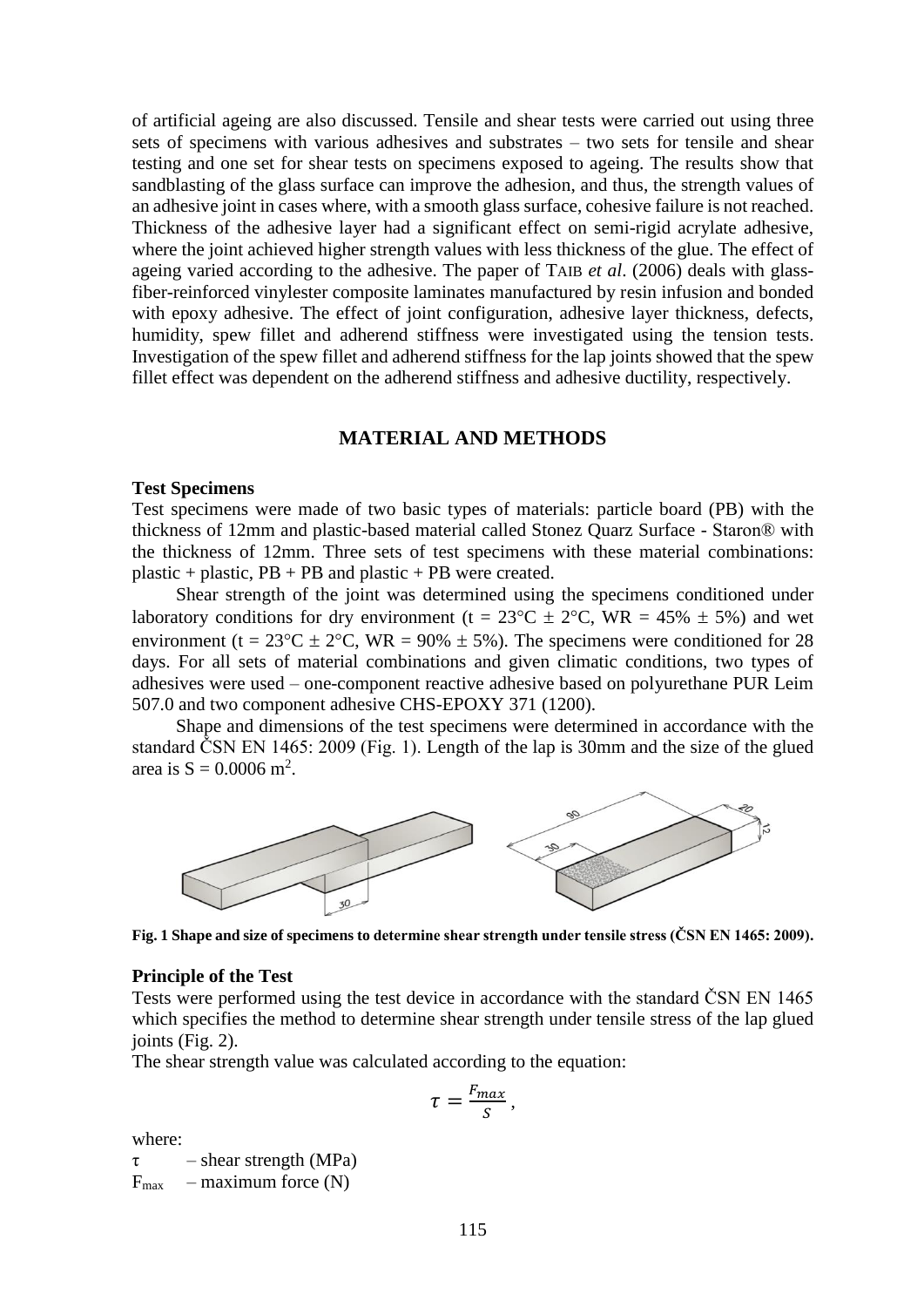of artificial ageing are also discussed. Tensile and shear tests were carried out using three sets of specimens with various adhesives and substrates – two sets for tensile and shear testing and one set for shear tests on specimens exposed to ageing. The results show that sandblasting of the glass surface can improve the adhesion, and thus, the strength values of an adhesive joint in cases where, with a smooth glass surface, cohesive failure is not reached. Thickness of the adhesive layer had a significant effect on semi-rigid acrylate adhesive, where the joint achieved higher strength values with less thickness of the glue. The effect of ageing varied according to the adhesive. The paper of TAIB *et al*. (2006) deals with glass-fiber-reinforced vinylester composite laminates manufactured by resin infusion and bonded with epoxy adhesive. The effect of joint configuration, adhesive layer thickness, defects, humidity, spew fillet and adherend stiffness were investigated using the tension tests. Investigation of the spew fillet and adherend stiffness for the lap joints showed that the spew fillet effect was dependent on the adherend stiffness and adhesive ductility, respectively.

## MATERIAL AND METHODS

### Test Specimens

Test specimens were made of two basic types of materials: particle board (PB) with the thickness of 12mm and plastic-based material called Stonez Quarz Surface - Staron® with the thickness of 12mm. Three sets of test specimens with these material combinations: plastic + plastic, PB + PB and plastic + PB were created.

Shear strength of the joint was determined using the specimens conditioned under laboratory conditions for dry environment (t = 23°C ± 2°C, WR = 45% ± 5%) and wet environment (t = 23°C ± 2°C, WR = 90% ± 5%). The specimens were conditioned for 28 days. For all sets of material combinations and given climatic conditions, two types of adhesives were used – one-component reactive adhesive based on polyurethane PUR Leim 507.0 and two component adhesive CHS-EPOXY 371 (1200).

Shape and dimensions of the test specimens were determined in accordance with the standard ČSN EN 1465: 2009 (Fig. 1). Length of the lap is 30mm and the size of the glued area is $S = 0.0006\ m^2$.

**Fig. 1 Shape and size of specimens to determine shear strength under tensile stress (ČSN EN 1465: 2009).**

### Principle of the Test

Tests were performed using the test device in accordance with the standard ČSN EN 1465 which specifies the method to determine shear strength under tensile stress of the lap glued joints (Fig. 2).

The shear strength value was calculated according to the equation:

$$\tau = \frac{F_{max}}{S},$$

where:

$\tau$ – shear strength (MPa)

$F_{max}$ – maximum force (N)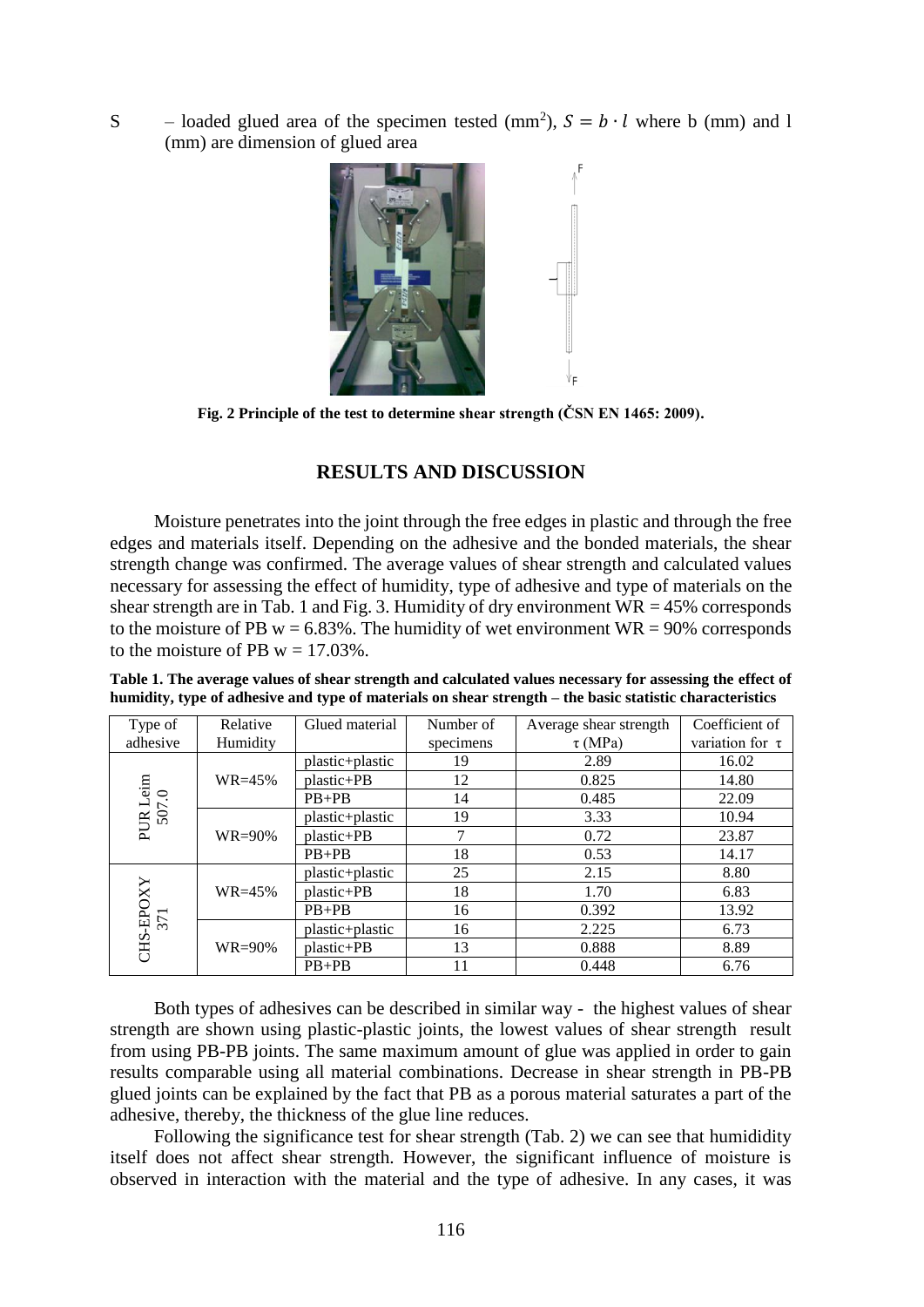S – loaded glued area of the specimen tested ($mm^2$), $S = b \cdot l$ where b (mm) and l (mm) are dimension of glued area

**Fig. 2 Principle of the test to determine shear strength (ČSN EN 1465: 2009).**

## RESULTS AND DISCUSSION

Moisture penetrates into the joint through the free edges in plastic and through the free edges and materials itself. Depending on the adhesive and the bonded materials, the shear strength change was confirmed. The average values of shear strength and calculated values necessary for assessing the effect of humidity, type of adhesive and type of materials on the shear strength are in Tab. 1 and Fig. 3. Humidity of dry environment WR = 45% corresponds to the moisture of PB w = 6.83%. The humidity of wet environment WR = 90% corresponds to the moisture of PB w = 17.03%.

**Table 1. The average values of shear strength and calculated values necessary for assessing the effect of humidity, type of adhesive and type of materials on shear strength – the basic statistic characteristics**

| Type of adhesive | Relative Humidity | Glued material | Number of specimens | Average shear strength τ (MPa) | Coefficient of variation for τ |
|---|---|---|---|---|---|
| PUR Leim 507.0 | WR=45% | plastic+plastic | 19 | 2.89 | 16.02 |
| | | plastic+PB | 12 | 0.825 | 14.80 |
| | | PB+PB | 14 | 0.485 | 22.09 |
| | WR=90% | plastic+plastic | 19 | 3.33 | 10.94 |
| | | plastic+PB | 7 | 0.72 | 23.87 |
| | | PB+PB | 18 | 0.53 | 14.17 |
| CHS-EPOXY 371 | WR=45% | plastic+plastic | 25 | 2.15 | 8.80 |
| | | plastic+PB | 18 | 1.70 | 6.83 |
| | | PB+PB | 16 | 0.392 | 13.92 |
| | WR=90% | plastic+plastic | 16 | 2.225 | 6.73 |
| | | plastic+PB | 13 | 0.888 | 8.89 |
| | | PB+PB | 11 | 0.448 | 6.76 |

Both types of adhesives can be described in similar way - the highest values of shear strength are shown using plastic-plastic joints, the lowest values of shear strength result from using PB-PB joints. The same maximum amount of glue was applied in order to gain results comparable using all material combinations. Decrease in shear strength in PB-PB glued joints can be explained by the fact that PB as a porous material saturates a part of the adhesive, thereby, the thickness of the glue line reduces.

Following the significance test for shear strength (Tab. 2) we can see that humididity itself does not affect shear strength. However, the significant influence of moisture is observed in interaction with the material and the type of adhesive. In any cases, it was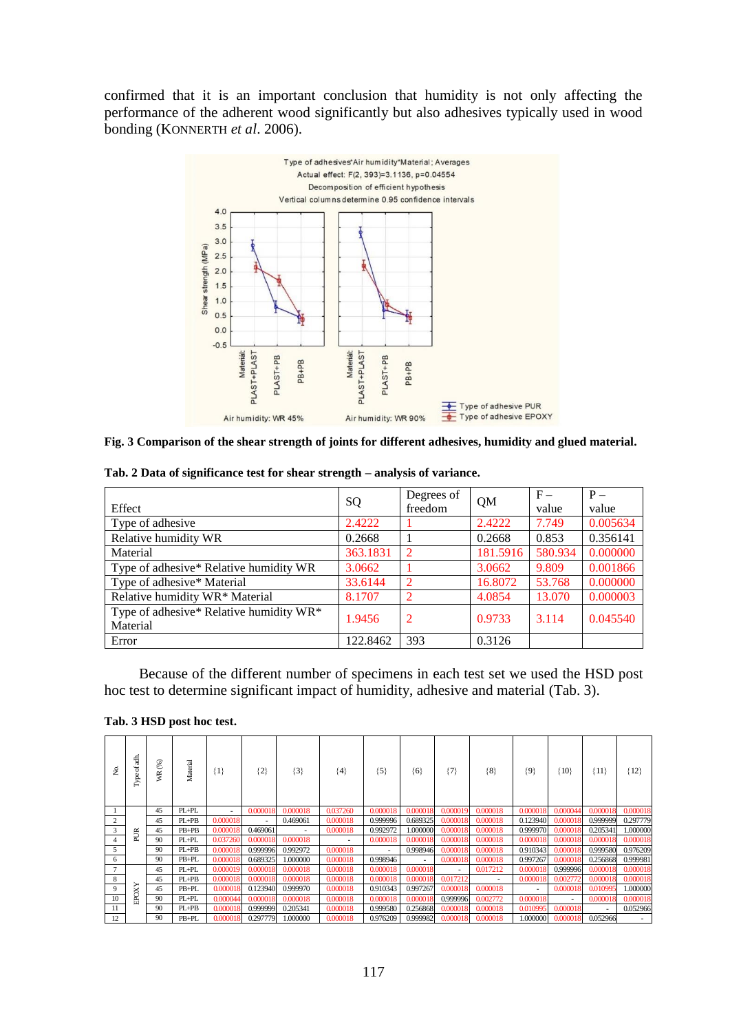confirmed that it is an important conclusion that humidity is not only affecting the performance of the adherent wood significantly but also adhesives typically used in wood bonding (KONNERTH *et al*. 2006).

**Fig. 3 Comparison of the shear strength of joints for different adhesives, humidity and glued material.**

**Tab. 2 Data of significance test for shear strength – analysis of variance.**

| Effect | SQ | Degrees of freedom | QM | F – value | P – value |
|---|---|---|---|---|---|
| Type of adhesive | 2.4222 | 1 | 2.4222 | 7.749 | 0.005634 |
| Relative humidity WR | 0.2668 | 1 | 0.2668 | 0.853 | 0.356141 |
| Material | 363.1831 | 2 | 181.5916 | 580.934 | 0.000000 |
| Type of adhesive* Relative humidity WR | 3.0662 | 1 | 3.0662 | 9.809 | 0.001866 |
| Type of adhesive* Material | 33.6144 | 2 | 16.8072 | 53.768 | 0.000000 |
| Relative humidity WR* Material | 8.1707 | 2 | 4.0854 | 13.070 | 0.000003 |
| Type of adhesive* Relative humidity WR* Material | 1.9456 | 2 | 0.9733 | 3.114 | 0.045540 |
| Error | 122.8462 | 393 | 0.3126 | | |

Because of the different number of specimens in each test set we used the HSD post hoc test to determine significant impact of humidity, adhesive and material (Tab. 3).

**Tab. 3 HSD post hoc test.**

| No. | Type of adh. | WR (%) | Material | {1} | {2} | {3} | {4} | {5} | {6} | {7} | {8} | {9} | {10} | {11} | {12} |
|---|---|---|---|---|---|---|---|---|---|---|---|---|---|---|---|
| 1 | PUR | 45 | PL+PL | - | 0.000018 | 0.000018 | 0.037260 | 0.000018 | 0.000018 | 0.000019 | 0.000018 | 0.000018 | 0.000044 | 0.000018 | 0.000018 |
| 2 | | 45 | PL+PB | 0.000018 | - | 0.469061 | 0.000018 | 0.999996 | 0.689325 | 0.000018 | 0.000018 | 0.123940 | 0.000018 | 0.999999 | 0.297779 |
| 3 | | 45 | PB+PB | 0.000018 | 0.469061 | - | 0.000018 | 0.992972 | 1.000000 | 0.000018 | 0.000018 | 0.999970 | 0.000018 | 0.205341 | 1.000000 |
| 4 | | 90 | PL+PL | 0.037260 | 0.000018 | 0.000018 | - | 0.000018 | 0.000018 | 0.000018 | 0.000018 | 0.000018 | 0.000018 | 0.000018 | 0.000018 |
| 5 | | 90 | PL+PB | 0.000018 | 0.999996 | 0.992972 | 0.000018 | - | 0.998946 | 0.000018 | 0.000018 | 0.910343 | 0.000018 | 0.999580 | 0.976209 |
| 6 | | 90 | PB+PL | 0.000018 | 0.689325 | 1.000000 | 0.000018 | 0.998946 | - | 0.000018 | 0.000018 | 0.997267 | 0.000018 | 0.256868 | 0.999981 |
| 7 | EPOXY | 45 | PL+PL | 0.000019 | 0.000018 | 0.000018 | 0.000018 | 0.000018 | 0.000018 | - | 0.017212 | 0.000018 | 0.999996 | 0.000018 | 0.000018 |
| 8 | | 45 | PL+PB | 0.000018 | 0.000018 | 0.000018 | 0.000018 | 0.000018 | 0.000018 | 0.017212 | - | 0.000018 | 0.002772 | 0.000018 | 0.000018 |
| 9 | | 45 | PB+PL | 0.000018 | 0.123940 | 0.999970 | 0.000018 | 0.910343 | 0.997267 | 0.000018 | 0.000018 | - | 0.000018 | 0.010995 | 1.000000 |
| 10 | | 90 | PL+PL | 0.000044 | 0.000018 | 0.000018 | 0.000018 | 0.000018 | 0.000018 | 0.999996 | 0.002772 | 0.000018 | - | 0.000018 | 0.000018 |
| 11 | | 90 | PL+PB | 0.000018 | 0.999999 | 0.205341 | 0.000018 | 0.999580 | 0.256868 | 0.000018 | 0.000018 | 0.010995 | 0.000018 | - | 0.052966 |
| 12 | | 90 | PB+PL | 0.000018 | 0.297779 | 1.000000 | 0.000018 | 0.976209 | 0.999982 | 0.000018 | 0.000018 | 1.000000 | 0.000018 | 0.052966 | - |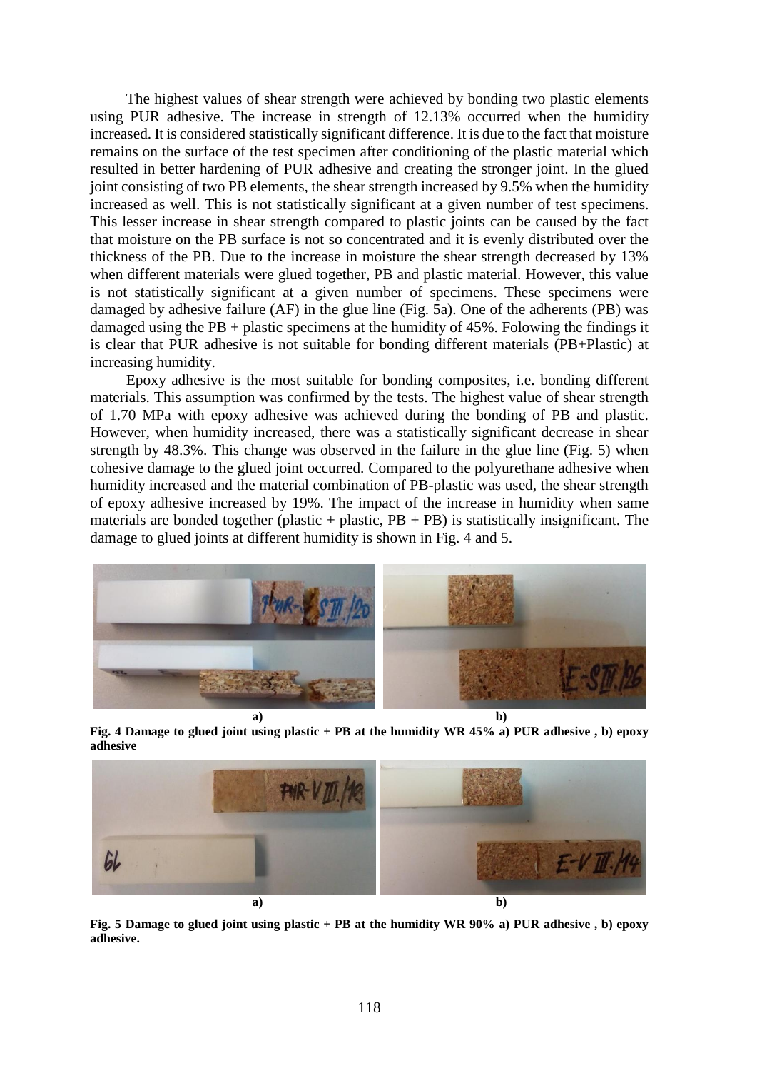The highest values of shear strength were achieved by bonding two plastic elements using PUR adhesive. The increase in strength of 12.13% occurred when the humidity increased. It is considered statistically significant difference. It is due to the fact that moisture remains on the surface of the test specimen after conditioning of the plastic material which resulted in better hardening of PUR adhesive and creating the stronger joint. In the glued joint consisting of two PB elements, the shear strength increased by 9.5% when the humidity increased as well. This is not statistically significant at a given number of test specimens. This lesser increase in shear strength compared to plastic joints can be caused by the fact that moisture on the PB surface is not so concentrated and it is evenly distributed over the thickness of the PB. Due to the increase in moisture the shear strength decreased by 13% when different materials were glued together, PB and plastic material. However, this value is not statistically significant at a given number of specimens. These specimens were damaged by adhesive failure (AF) in the glue line (Fig. 5a). One of the adherents (PB) was damaged using the PB + plastic specimens at the humidity of 45%. Folowing the findings it is clear that PUR adhesive is not suitable for bonding different materials (PB+Plastic) at increasing humidity.

Epoxy adhesive is the most suitable for bonding composites, i.e. bonding different materials. This assumption was confirmed by the tests. The highest value of shear strength of 1.70 MPa with epoxy adhesive was achieved during the bonding of PB and plastic. However, when humidity increased, there was a statistically significant decrease in shear strength by 48.3%. This change was observed in the failure in the glue line (Fig. 5) when cohesive damage to the glued joint occurred. Compared to the polyurethane adhesive when humidity increased and the material combination of PB-plastic was used, the shear strength of epoxy adhesive increased by 19%. The impact of the increase in humidity when same materials are bonded together (plastic + plastic, PB + PB) is statistically insignificant. The damage to glued joints at different humidity is shown in Fig. 4 and 5.

**Fig. 4 Damage to glued joint using plastic + PB at the humidity WR 45% a) PUR adhesive , b) epoxy adhesive**

**Fig. 5 Damage to glued joint using plastic + PB at the humidity WR 90% a) PUR adhesive , b) epoxy adhesive.**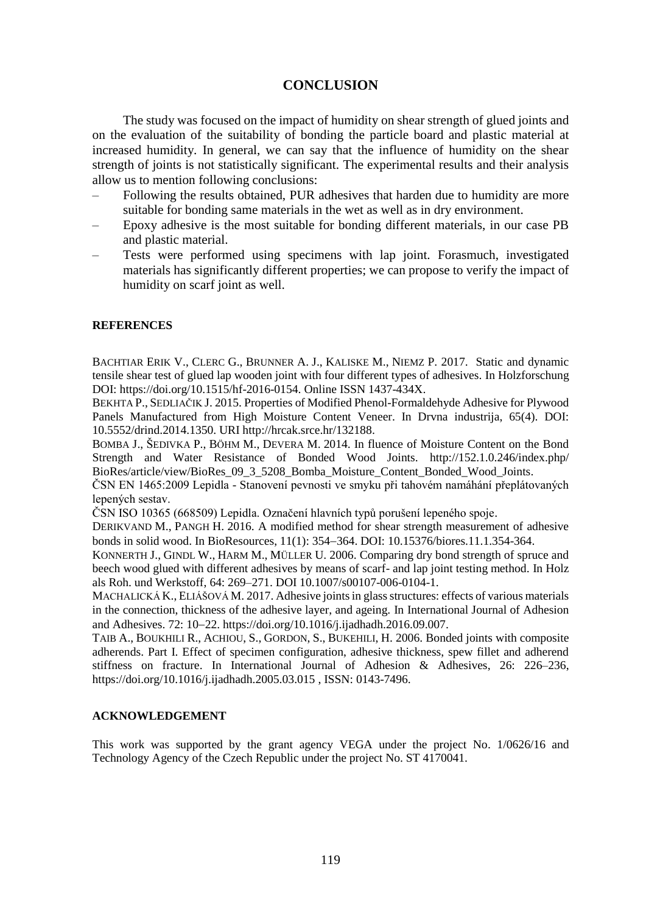## CONCLUSION

The study was focused on the impact of humidity on shear strength of glued joints and on the evaluation of the suitability of bonding the particle board and plastic material at increased humidity. In general, we can say that the influence of humidity on the shear strength of joints is not statistically significant. The experimental results and their analysis allow us to mention following conclusions:

- Following the results obtained, PUR adhesives that harden due to humidity are more suitable for bonding same materials in the wet as well as in dry environment.
- Epoxy adhesive is the most suitable for bonding different materials, in our case PB and plastic material.
- Tests were performed using specimens with lap joint. Forasmuch, investigated materials has significantly different properties; we can propose to verify the impact of humidity on scarf joint as well.

### REFERENCES

BACHTIAR ERIK V., CLERC G., BRUNNER A. J., KALISKE M., NIEMZ P. 2017. Static and dynamic tensile shear test of glued lap wooden joint with four different types of adhesives. In Holzforschung DOI: https://doi.org/10.1515/hf-2016-0154. Online ISSN 1437-434X.

BEKHTA P., SEDLIAČIK J. 2015. Properties of Modified Phenol-Formaldehyde Adhesive for Plywood Panels Manufactured from High Moisture Content Veneer. In Drvna industrija, 65(4). DOI: 10.5552/drind.2014.1350. URI http://hrcak.srce.hr/132188.

BOMBA J., ŠEDIVKA P., BÖHM M., DEVERA M. 2014. In fluence of Moisture Content on the Bond Strength and Water Resistance of Bonded Wood Joints. http://152.1.0.246/index.php/ BioRes/article/view/BioRes_09_3_5208_Bomba_Moisture_Content_Bonded_Wood_Joints.

ČSN EN 1465:2009 Lepidla - Stanovení pevnosti ve smyku při tahovém namáhání přeplátovaných lepených sestav.

ČSN ISO 10365 (668509) Lepidla. Označení hlavních typů porušení lepeného spoje.

DERIKVAND M., PANGH H. 2016. A modified method for shear strength measurement of adhesive bonds in solid wood. In BioResources, 11(1): 354–364. DOI: 10.15376/biores.11.1.354-364.

KONNERTH J., GINDL W., HARM M., MÜLLER U. 2006. Comparing dry bond strength of spruce and beech wood glued with different adhesives by means of scarf- and lap joint testing method. In Holz als Roh. und Werkstoff, 64: 269–271. DOI 10.1007/s00107-006-0104-1.

MACHALICKÁ K., ELIÁŠOVÁ M. 2017. Adhesive joints in glass structures: effects of various materials in the connection, thickness of the adhesive layer, and ageing. In International Journal of Adhesion and Adhesives. 72: 10–22. https://doi.org/10.1016/j.ijadhadh.2016.09.007.

TAIB A., BOUKHILI R., ACHIOU, S., GORDON, S., BUKEHILI, H. 2006. Bonded joints with composite adherends. Part I. Effect of specimen configuration, adhesive thickness, spew fillet and adherend stiffness on fracture. In International Journal of Adhesion & Adhesives, 26: 226–236, https://doi.org/10.1016/j.ijadhadh.2005.03.015 , ISSN: 0143-7496.

### ACKNOWLEDGEMENT

This work was supported by the grant agency VEGA under the project No. 1/0626/16 and Technology Agency of the Czech Republic under the project No. ST 4170041.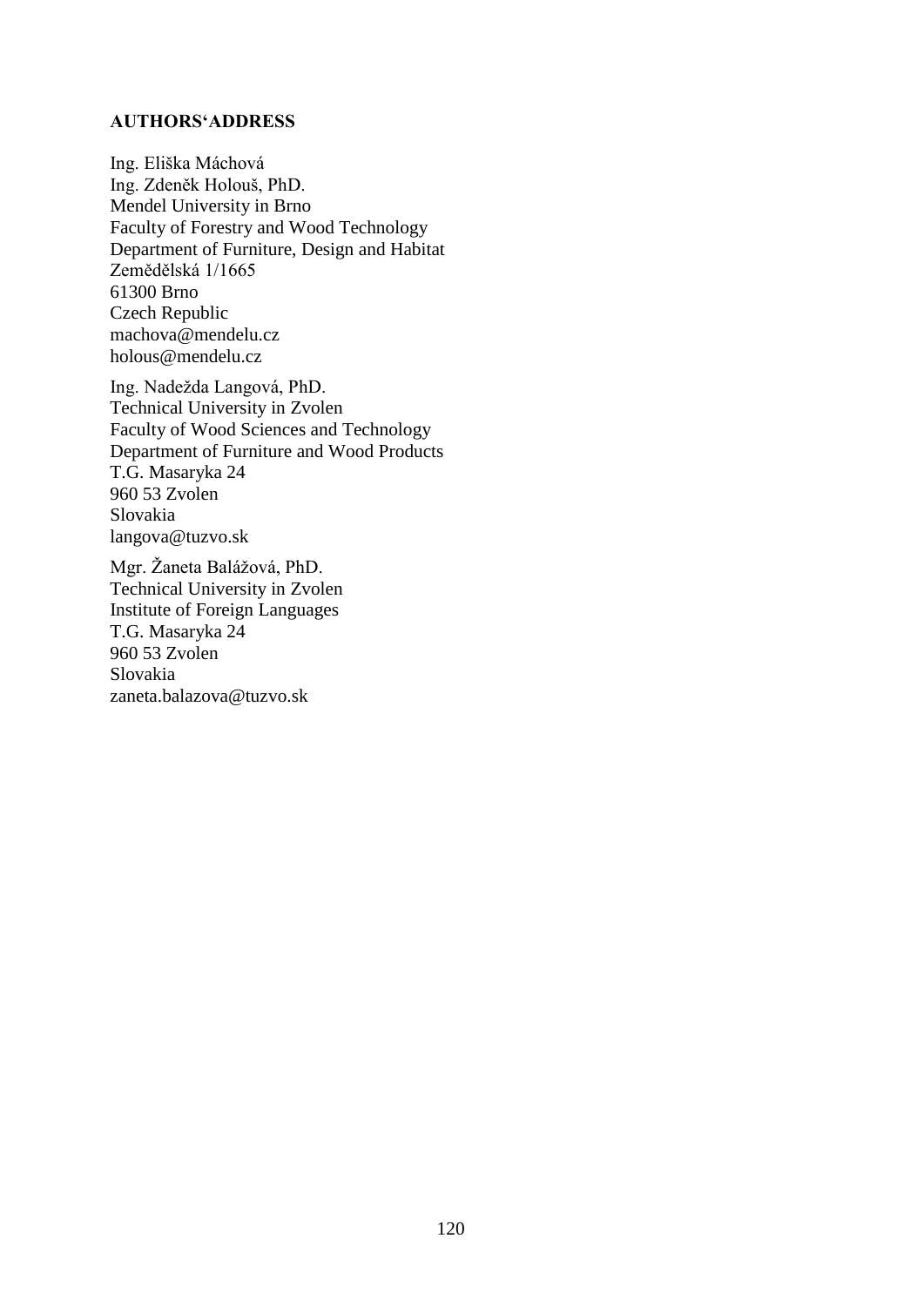**AUTHORS‘ADDRESS**

Ing. Eliška Máchová
Ing. Zdeněk Holouš, PhD.
Mendel University in Brno
Faculty of Forestry and Wood Technology
Department of Furniture, Design and Habitat
Zemědělská 1/1665
61300 Brno
Czech Republic
machova@mendelu.cz
holous@mendelu.cz

Ing. Nadežda Langová, PhD.
Technical University in Zvolen
Faculty of Wood Sciences and Technology
Department of Furniture and Wood Products
T.G. Masaryka 24
960 53 Zvolen
Slovakia
langova@tuzvo.sk

Mgr. Žaneta Balážová, PhD.
Technical University in Zvolen
Institute of Foreign Languages
T.G. Masaryka 24
960 53 Zvolen
Slovakia
zaneta.balazova@tuzvo.sk